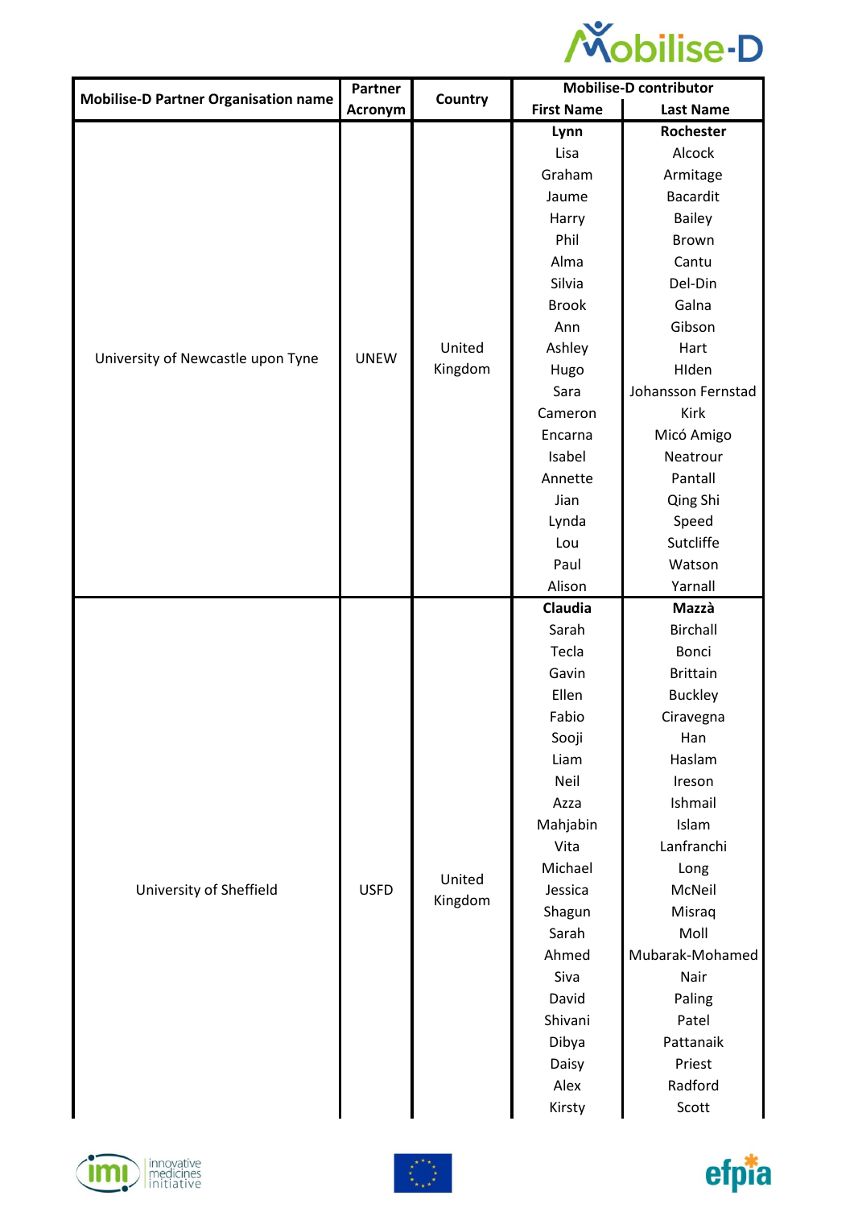| Mobilise-D Partner Organisation name | Partner Acronym | Country | Mobilise-D contributor | |
|---|---|---|---|---|
| | | | **First Name** | **Last Name** |
| University of Newcastle upon Tyne | UNEW | United Kingdom | **Lynn** | **Rochester** |
| | | | Lisa | Alcock |
| | | | Graham | Armitage |
| | | | Jaume | Bacardit |
| | | | Harry | Bailey |
| | | | Phil | Brown |
| | | | Alma | Cantu |
| | | | Silvia | Del-Din |
| | | | Brook | Galna |
| | | | Ann | Gibson |
| | | | Ashley | Hart |
| | | | Hugo | HIden |
| | | | Sara | Johansson Fernstad |
| | | | Cameron | Kirk |
| | | | Encarna | Micó Amigo |
| | | | Isabel | Neatrour |
| | | | Annette | Pantall |
| | | | Jian | Qing Shi |
| | | | Lynda | Speed |
| | | | Lou | Sutcliffe |
| | | | Paul | Watson |
| | | | Alison | Yarnall |
| University of Sheffield | USFD | United Kingdom | **Claudia** | **Mazzà** |
| | | | Sarah | Birchall |
| | | | Tecla | Bonci |
| | | | Gavin | Brittain |
| | | | Ellen | Buckley |
| | | | Fabio | Ciravegna |
| | | | Sooji | Han |
| | | | Liam | Haslam |
| | | | Neil | Ireson |
| | | | Azza | Ishmail |
| | | | Mahjabin | Islam |
| | | | Vita | Lanfranchi |
| | | | Michael | Long |
| | | | Jessica | McNeil |
| | | | Shagun | Misraq |
| | | | Sarah | Moll |
| | | | Ahmed | Mubarak-Mohamed |
| | | | Siva | Nair |
| | | | David | Paling |
| | | | Shivani | Patel |
| | | | Dibya | Pattanaik |
| | | | Daisy | Priest |
| | | | Alex | Radford |
| | | | Kirsty | Scott |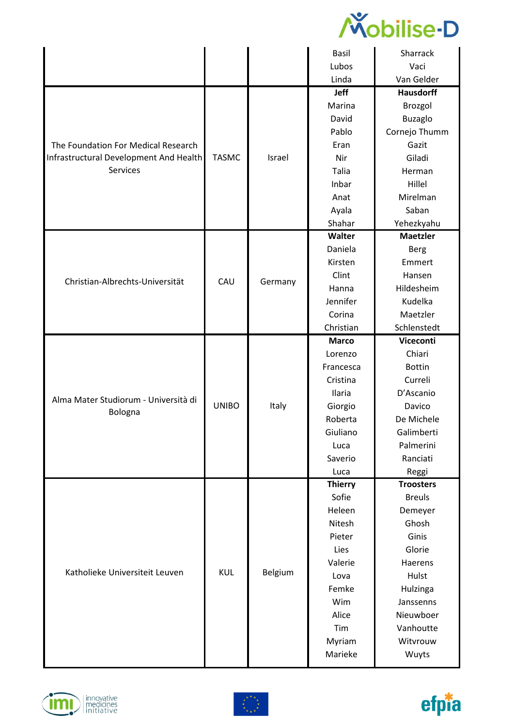| | | | Basil<br>Lubos<br>Linda | Sharrack<br>Vaci<br>Van Gelder |
|---|---|---|---|---|
| The Foundation For Medical Research Infrastructural Development And Health Services | TASMC | Israel | **Jeff**<br>Marina<br>David<br>Pablo<br>Eran<br>Nir<br>Talia<br>Inbar<br>Anat<br>Ayala<br>Shahar | **Hausdorff**<br>Brozgol<br>Buzaglo<br>Cornejo Thumm<br>Gazit<br>Giladi<br>Herman<br>Hillel<br>Mirelman<br>Saban<br>Yehezkyahu |
| Christian-Albrechts-Universität | CAU | Germany | **Walter**<br>Daniela<br>Kirsten<br>Clint<br>Hanna<br>Jennifer<br>Corina<br>Christian | **Maetzler**<br>Berg<br>Emmert<br>Hansen<br>Hildesheim<br>Kudelka<br>Maetzler<br>Schlenstedt |
| Alma Mater Studiorum - Università di Bologna | UNIBO | Italy | **Marco**<br>Lorenzo<br>Francesca<br>Cristina<br>Ilaria<br>Giorgio<br>Roberta<br>Giuliano<br>Luca<br>Saverio<br>Luca | **Viceconti**<br>Chiari<br>Bottin<br>Curreli<br>D'Ascanio<br>Davico<br>De Michele<br>Galimberti<br>Palmerini<br>Ranciati<br>Reggi |
| Katholieke Universiteit Leuven | KUL | Belgium | **Thierry**<br>Sofie<br>Heleen<br>Nitesh<br>Pieter<br>Lies<br>Valerie<br>Lova<br>Femke<br>Wim<br>Alice<br>Tim<br>Myriam<br>Marieke | **Troosters**<br>Breuls<br>Demeyer<br>Ghosh<br>Ginis<br>Glorie<br>Haerens<br>Hulst<br>Hulzinga<br>Janssenns<br>Nieuwboer<br>Vanhoutte<br>Witvrouw<br>Wuyts |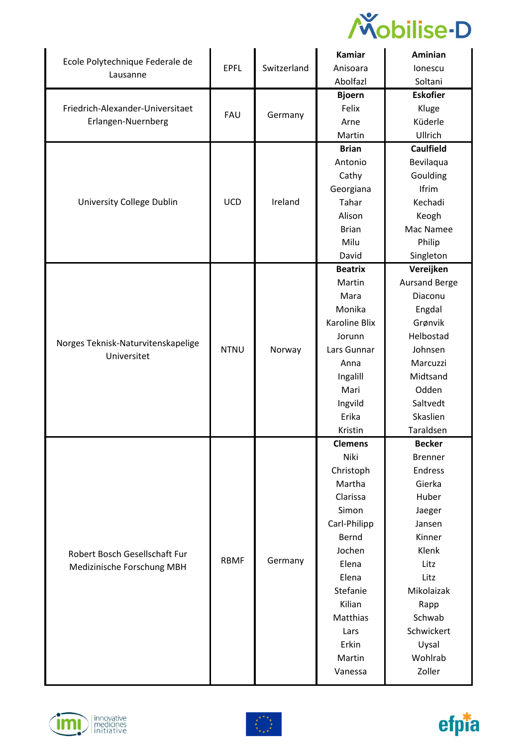| | | | | |
|---|---|---|---|---|
| Ecole Polytechnique Federale de Lausanne | EPFL | Switzerland | **Kamiar**<br>Anisoara<br>Abolfazl | **Aminian**<br>Ionescu<br>Soltani |
| Friedrich-Alexander-Universitaet Erlangen-Nuernberg | FAU | Germany | **Bjoern**<br>Felix<br>Arne<br>Martin | **Eskofier**<br>Kluge<br>Küderle<br>Ullrich |
| University College Dublin | UCD | Ireland | **Brian**<br>Antonio<br>Cathy<br>Georgiana<br>Tahar<br>Alison<br>Brian<br>Milu<br>David | **Caulfield**<br>Bevilaqua<br>Goulding<br>Ifrim<br>Kechadi<br>Keogh<br>Mac Namee<br>Philip<br>Singleton |
| Norges Teknisk-Naturvitenskapelige Universitet | NTNU | Norway | **Beatrix**<br>Martin<br>Mara<br>Monika<br>Karoline Blix<br>Jorunn<br>Lars Gunnar<br>Anna<br>Ingalill<br>Mari<br>Ingvild<br>Erika<br>Kristin | **Vereijken**<br>Aursand Berge<br>Diaconu<br>Engdal<br>Grønvik<br>Helbostad<br>Johnsen<br>Marcuzzi<br>Midtsand<br>Odden<br>Saltvedt<br>Skaslien<br>Taraldsen |
| Robert Bosch Gesellschaft Fur Medizinische Forschung MBH | RBMF | Germany | **Clemens**<br>Niki<br>Christoph<br>Martha<br>Clarissa<br>Simon<br>Carl-Philipp<br>Bernd<br>Jochen<br>Elena<br>Elena<br>Stefanie<br>Kilian<br>Matthias<br>Lars<br>Erkin<br>Martin<br>Vanessa | **Becker**<br>Brenner<br>Endress<br>Gierka<br>Huber<br>Jaeger<br>Jansen<br>Kinner<br>Klenk<br>Litz<br>Litz<br>Mikolaizak<br>Rapp<br>Schwab<br>Schwickert<br>Uysal<br>Wohlrab<br>Zoller |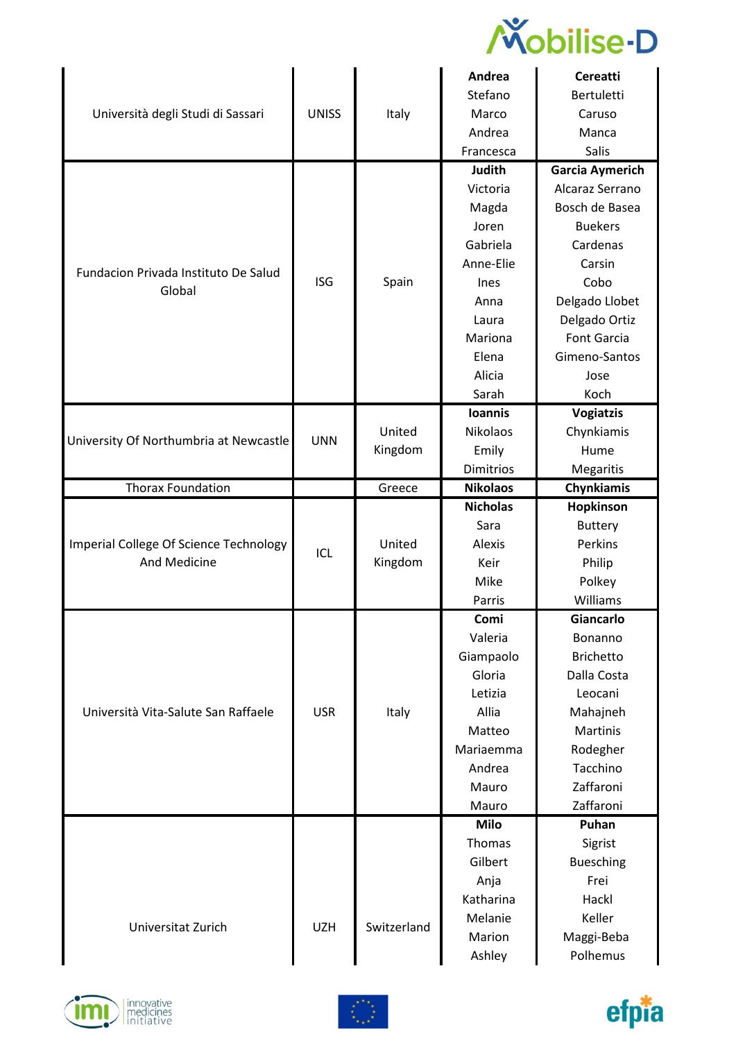| | | | | |
|---|---|---|---|---|
| Università degli Studi di Sassari | UNISS | Italy | **Andrea** | **Cereatti** |
| | | | Stefano | Bertuletti |
| | | | Marco | Caruso |
| | | | Andrea | Manca |
| | | | Francesca | Salis |
| Fundacion Privada Instituto De Salud Global | ISG | Spain | **Judith** | **Garcia Aymerich** |
| | | | Victoria | Alcaraz Serrano |
| | | | Magda | Bosch de Basea |
| | | | Joren | Buekers |
| | | | Gabriela | Cardenas |
| | | | Anne-Elie | Carsin |
| | | | Ines | Cobo |
| | | | Anna | Delgado Llobet |
| | | | Laura | Delgado Ortiz |
| | | | Mariona | Font Garcia |
| | | | Elena | Gimeno-Santos |
| | | | Alicia | Jose |
| | | | Sarah | Koch |
| University Of Northumbria at Newcastle | UNN | United Kingdom | **Ioannis** | **Vogiatzis** |
| | | | Nikolaos | Chynkiamis |
| | | | Emily | Hume |
| | | | Dimitrios | Megaritis |
| Thorax Foundation | | Greece | **Nikolaos** | **Chynkiamis** |
| Imperial College Of Science Technology And Medicine | ICL | United Kingdom | **Nicholas** | **Hopkinson** |
| | | | Sara | Buttery |
| | | | Alexis | Perkins |
| | | | Keir | Philip |
| | | | Mike | Polkey |
| | | | Parris | Williams |
| Università Vita-Salute San Raffaele | USR | Italy | **Comi** | **Giancarlo** |
| | | | Valeria | Bonanno |
| | | | Giampaolo | Brichetto |
| | | | Gloria | Dalla Costa |
| | | | Letizia | Leocani |
| | | | Allia | Mahajneh |
| | | | Matteo | Martinis |
| | | | Mariaemma | Rodegher |
| | | | Andrea | Tacchino |
| | | | Mauro | Zaffaroni |
| | | | Mauro | Zaffaroni |
| Universitat Zurich | UZH | Switzerland | **Milo** | **Puhan** |
| | | | Thomas | Sigrist |
| | | | Gilbert | Buesching |
| | | | Anja | Frei |
| | | | Katharina | Hackl |
| | | | Melanie | Keller |
| | | | Marion | Maggi-Beba |
| | | | Ashley | Polhemus |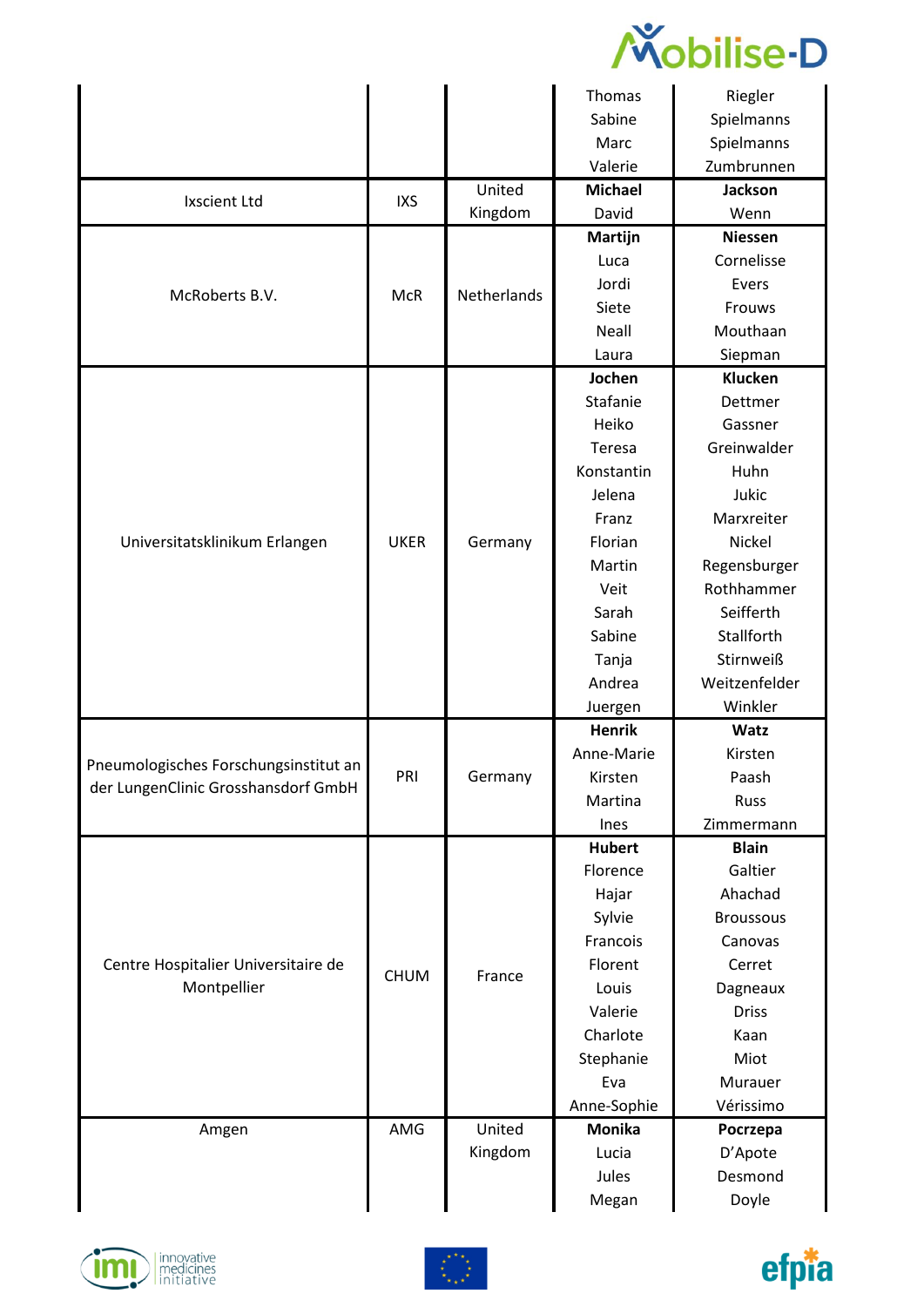| | | | | |
|---|---|---|---|---|
| | | | Thomas | Riegler |
| | | | Sabine | Spielmanns |
| | | | Marc | Spielmanns |
| | | | Valerie | Zumbrunnen |
| Ixscient Ltd | IXS | United Kingdom | **Michael** | **Jackson** |
| | | | David | Wenn |
| McRoberts B.V. | McR | Netherlands | **Martijn** | **Niessen** |
| | | | Luca | Cornelisse |
| | | | Jordi | Evers |
| | | | Siete | Frouws |
| | | | Neall | Mouthaan |
| | | | Laura | Siepman |
| Universitatsklinikum Erlangen | UKER | Germany | **Jochen** | **Klucken** |
| | | | Stafanie | Dettmer |
| | | | Heiko | Gassner |
| | | | Teresa | Greinwalder |
| | | | Konstantin | Huhn |
| | | | Jelena | Jukic |
| | | | Franz | Marxreiter |
| | | | Florian | Nickel |
| | | | Martin | Regensburger |
| | | | Veit | Rothhammer |
| | | | Sarah | Seifferth |
| | | | Sabine | Stallforth |
| | | | Tanja | Stirnweiß |
| | | | Andrea | Weitzenfelder |
| | | | Juergen | Winkler |
| Pneumologisches Forschungsinstitut an der LungenClinic Grosshansdorf GmbH | PRI | Germany | **Henrik** | **Watz** |
| | | | Anne-Marie | Kirsten |
| | | | Kirsten | Paash |
| | | | Martina | Russ |
| | | | Ines | Zimmermann |
| Centre Hospitalier Universitaire de Montpellier | CHUM | France | **Hubert** | **Blain** |
| | | | Florence | Galtier |
| | | | Hajar | Ahachad |
| | | | Sylvie | Broussous |
| | | | Francois | Canovas |
| | | | Florent | Cerret |
| | | | Louis | Dagneaux |
| | | | Valerie | Driss |
| | | | Charlote | Kaan |
| | | | Stephanie | Miot |
| | | | Eva | Murauer |
| | | | Anne-Sophie | Vérissimo |
| Amgen | AMG | United Kingdom | **Monika** | **Pocrzepa** |
| | | | Lucia | D'Apote |
| | | | Jules | Desmond |
| | | | Megan | Doyle |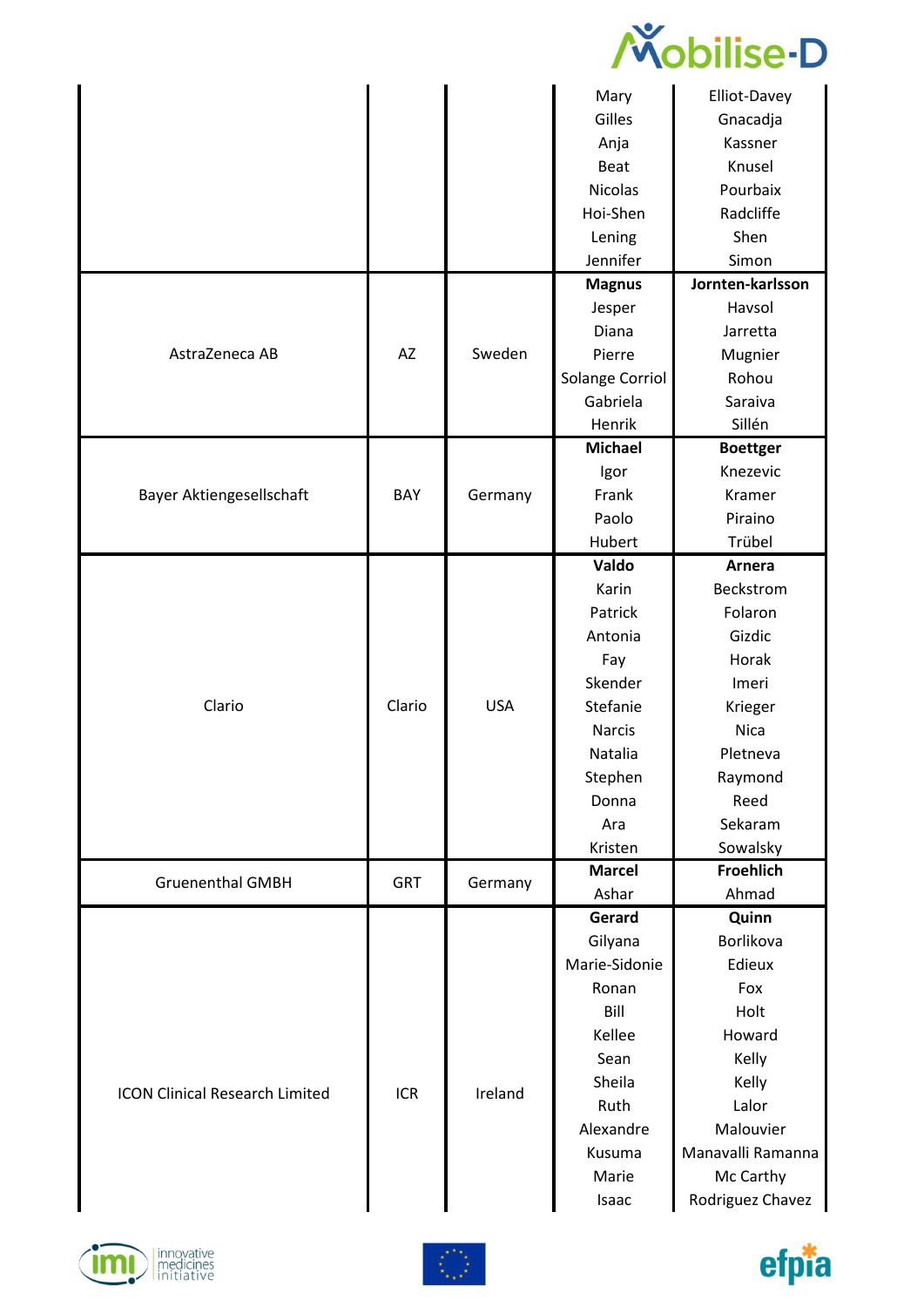| | | | | |
|---|---|---|---|---|
| | | | Mary | Elliot-Davey |
| | | | Gilles | Gnacadja |
| | | | Anja | Kassner |
| | | | Beat | Knusel |
| | | | Nicolas | Pourbaix |
| | | | Hoi-Shen | Radcliffe |
| | | | Lening | Shen |
| | | | Jennifer | Simon |
| AstraZeneca AB | AZ | Sweden | **Magnus** | **Jornten-karlsson** |
| | | | Jesper | Havsol |
| | | | Diana | Jarretta |
| | | | Pierre | Mugnier |
| | | | Solange Corriol | Rohou |
| | | | Gabriela | Saraiva |
| | | | Henrik | Sillén |
| Bayer Aktiengesellschaft | BAY | Germany | **Michael** | **Boettger** |
| | | | Igor | Knezevic |
| | | | Frank | Kramer |
| | | | Paolo | Piraino |
| | | | Hubert | Trübel |
| Clario | Clario | USA | **Valdo** | **Arnera** |
| | | | Karin | Beckstrom |
| | | | Patrick | Folaron |
| | | | Antonia | Gizdic |
| | | | Fay | Horak |
| | | | Skender | Imeri |
| | | | Stefanie | Krieger |
| | | | Narcis | Nica |
| | | | Natalia | Pletneva |
| | | | Stephen | Raymond |
| | | | Donna | Reed |
| | | | Ara | Sekaram |
| | | | Kristen | Sowalsky |
| Gruenenthal GMBH | GRT | Germany | **Marcel** | **Froehlich** |
| | | | Ashar | Ahmad |
| ICON Clinical Research Limited | ICR | Ireland | **Gerard** | **Quinn** |
| | | | Gilyana | Borlikova |
| | | | Marie-Sidonie | Edieux |
| | | | Ronan | Fox |
| | | | Bill | Holt |
| | | | Kellee | Howard |
| | | | Sean | Kelly |
| | | | Sheila | Kelly |
| | | | Ruth | Lalor |
| | | | Alexandre | Malouvier |
| | | | Kusuma | Manavalli Ramanna |
| | | | Marie | Mc Carthy |
| | | | Isaac | Rodriguez Chavez |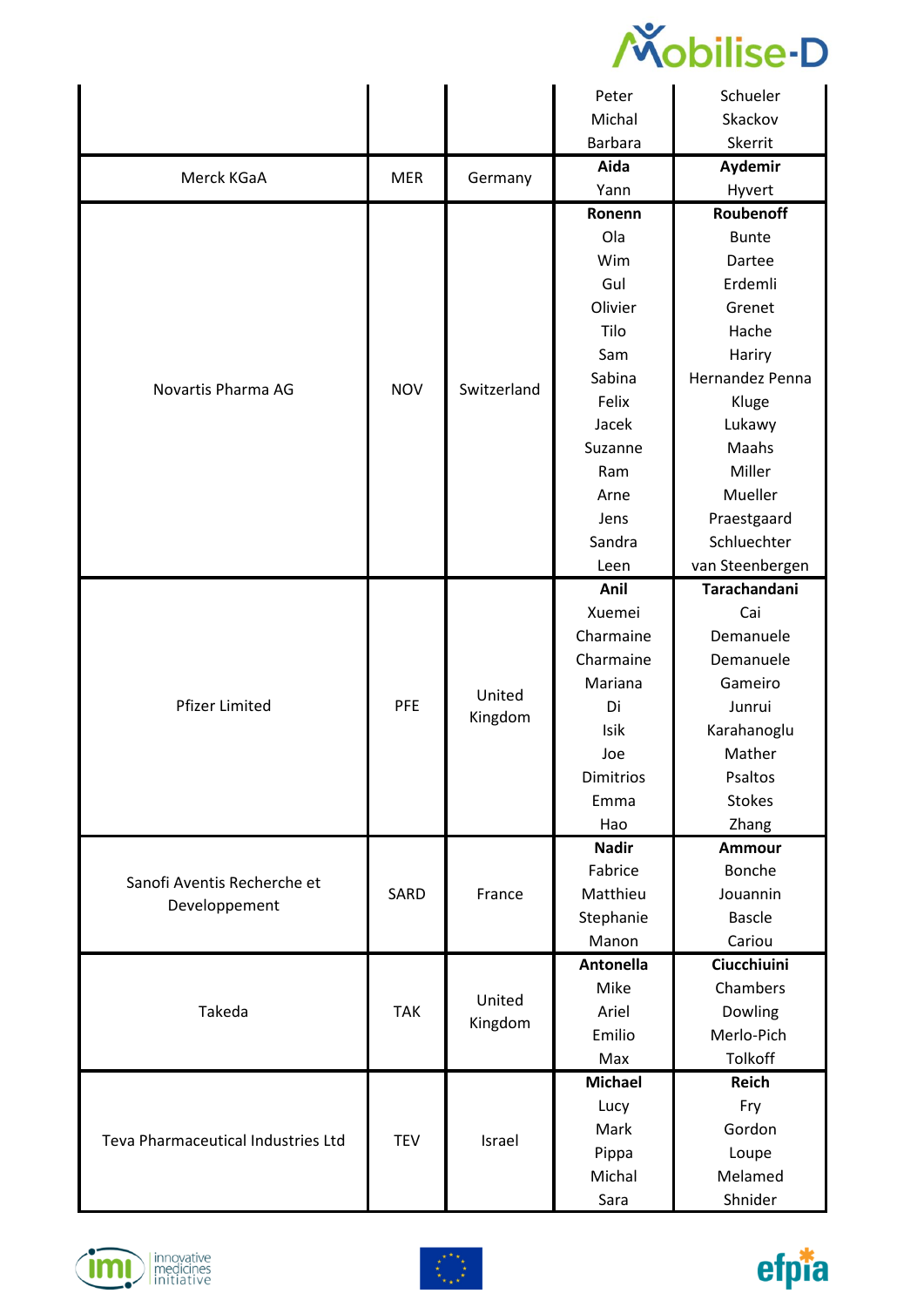| | | | | |
|---|---|---|---|---|
| | | | Peter | Schueler |
| | | | Michal | Skackov |
| | | | Barbara | Skerrit |
| Merck KGaA | MER | Germany | **Aida** | **Aydemir** |
| | | | Yann | Hyvert |
| Novartis Pharma AG | NOV | Switzerland | **Ronenn** | **Roubenoff** |
| | | | Ola | Bunte |
| | | | Wim | Dartee |
| | | | Gul | Erdemli |
| | | | Olivier | Grenet |
| | | | Tilo | Hache |
| | | | Sam | Hariry |
| | | | Sabina | Hernandez Penna |
| | | | Felix | Kluge |
| | | | Jacek | Lukawy |
| | | | Suzanne | Maahs |
| | | | Ram | Miller |
| | | | Arne | Mueller |
| | | | Jens | Praestgaard |
| | | | Sandra | Schluechter |
| | | | Leen | van Steenbergen |
| Pfizer Limited | PFE | United Kingdom | **Anil** | **Tarachandani** |
| | | | Xuemei | Cai |
| | | | Charmaine | Demanuele |
| | | | Charmaine | Demanuele |
| | | | Mariana | Gameiro |
| | | | Di | Junrui |
| | | | Isik | Karahanoglu |
| | | | Joe | Mather |
| | | | Dimitrios | Psaltos |
| | | | Emma | Stokes |
| | | | Hao | Zhang |
| Sanofi Aventis Recherche et Developpement | SARD | France | **Nadir** | **Ammour** |
| | | | Fabrice | Bonche |
| | | | Matthieu | Jouannin |
| | | | Stephanie | Bascle |
| | | | Manon | Cariou |
| Takeda | TAK | United Kingdom | **Antonella** | **Ciucchiuini** |
| | | | Mike | Chambers |
| | | | Ariel | Dowling |
| | | | Emilio | Merlo-Pich |
| | | | Max | Tolkoff |
| Teva Pharmaceutical Industries Ltd | TEV | Israel | **Michael** | **Reich** |
| | | | Lucy | Fry |
| | | | Mark | Gordon |
| | | | Pippa | Loupe |
| | | | Michal | Melamed |
| | | | Sara | Shnider |